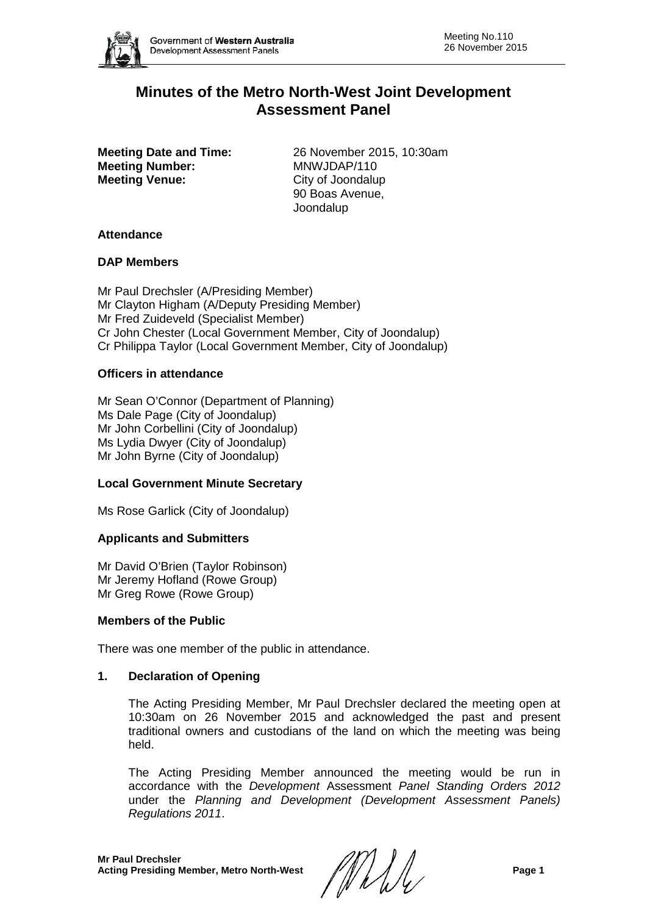# Minutes of the Metro North-West Joint Development Assessment Panel

**Meeting Date and Time:** 26 November 2015, 10:30am
**Meeting Number:** MNWJDAP/110
**Meeting Venue:** City of Joondalup
90 Boas Avenue,
Joondalup

## Attendance

### DAP Members

Mr Paul Drechsler (A/Presiding Member)
Mr Clayton Higham (A/Deputy Presiding Member)
Mr Fred Zuideveld (Specialist Member)
Cr John Chester (Local Government Member, City of Joondalup)
Cr Philippa Taylor (Local Government Member, City of Joondalup)

### Officers in attendance

Mr Sean O'Connor (Department of Planning)
Ms Dale Page (City of Joondalup)
Mr John Corbellini (City of Joondalup)
Ms Lydia Dwyer (City of Joondalup)
Mr John Byrne (City of Joondalup)

### Local Government Minute Secretary

Ms Rose Garlick (City of Joondalup)

### Applicants and Submitters

Mr David O'Brien (Taylor Robinson)
Mr Jeremy Hofland (Rowe Group)
Mr Greg Rowe (Rowe Group)

### Members of the Public

There was one member of the public in attendance.

## 1. Declaration of Opening

The Acting Presiding Member, Mr Paul Drechsler declared the meeting open at 10:30am on 26 November 2015 and acknowledged the past and present traditional owners and custodians of the land on which the meeting was being held.

The Acting Presiding Member announced the meeting would be run in accordance with the *Development* Assessment *Panel Standing Orders 2012* under the *Planning and Development (Development Assessment Panels) Regulations 2011*.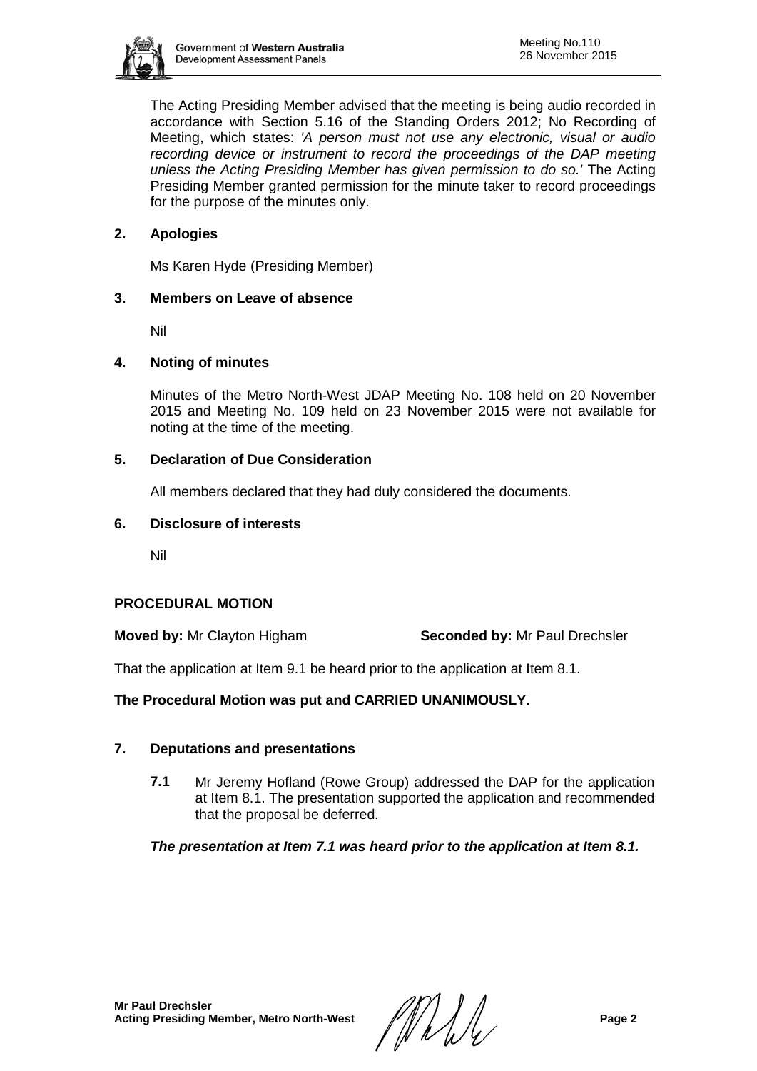The Acting Presiding Member advised that the meeting is being audio recorded in accordance with Section 5.16 of the Standing Orders 2012; No Recording of Meeting, which states: *'A person must not use any electronic, visual or audio recording device or instrument to record the proceedings of the DAP meeting unless the Acting Presiding Member has given permission to do so.'* The Acting Presiding Member granted permission for the minute taker to record proceedings for the purpose of the minutes only.

## 2. Apologies

Ms Karen Hyde (Presiding Member)

## 3. Members on Leave of absence

Nil

## 4. Noting of minutes

Minutes of the Metro North-West JDAP Meeting No. 108 held on 20 November 2015 and Meeting No. 109 held on 23 November 2015 were not available for noting at the time of the meeting.

## 5. Declaration of Due Consideration

All members declared that they had duly considered the documents.

## 6. Disclosure of interests

Nil

## PROCEDURAL MOTION

**Moved by:** Mr Clayton Higham **Seconded by:** Mr Paul Drechsler

That the application at Item 9.1 be heard prior to the application at Item 8.1.

**The Procedural Motion was put and CARRIED UNANIMOUSLY.**

## 7. Deputations and presentations

**7.1** Mr Jeremy Hofland (Rowe Group) addressed the DAP for the application at Item 8.1. The presentation supported the application and recommended that the proposal be deferred.

***The presentation at Item 7.1 was heard prior to the application at Item 8.1.***

**Mr Paul Drechsler**
**Acting Presiding Member, Metro North-West**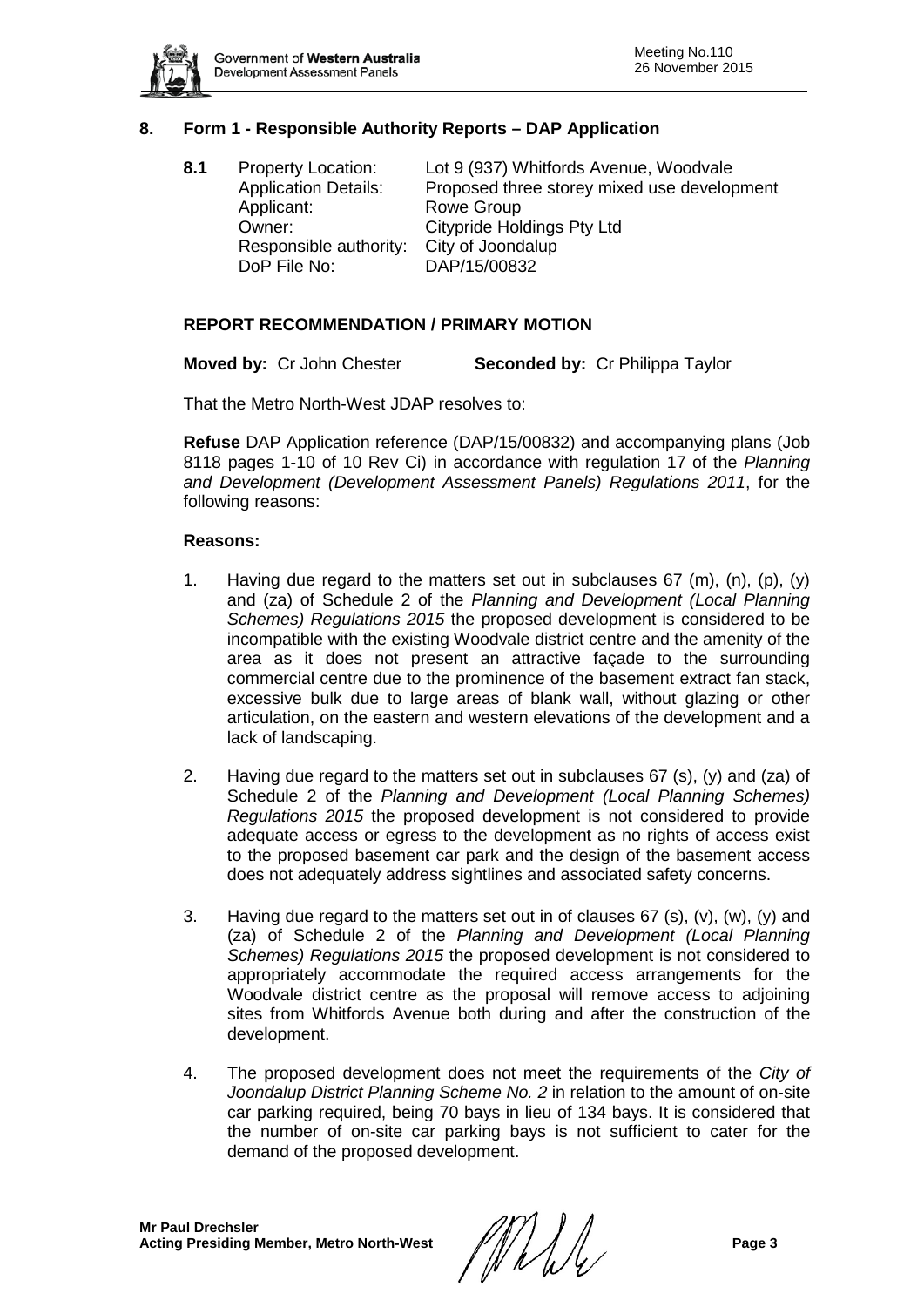## 8. Form 1 - Responsible Authority Reports – DAP Application

**8.1** Property Location: Lot 9 (937) Whitfords Avenue, Woodvale
Application Details: Proposed three storey mixed use development
Applicant: Rowe Group
Owner: Citypride Holdings Pty Ltd
Responsible authority: City of Joondalup
DoP File No: DAP/15/00832

### REPORT RECOMMENDATION / PRIMARY MOTION

**Moved by:** Cr John Chester **Seconded by:** Cr Philippa Taylor

That the Metro North-West JDAP resolves to:

**Refuse** DAP Application reference (DAP/15/00832) and accompanying plans (Job 8118 pages 1-10 of 10 Rev Ci) in accordance with regulation 17 of the *Planning and Development (Development Assessment Panels) Regulations 2011*, for the following reasons:

**Reasons:**

1. Having due regard to the matters set out in subclauses 67 (m), (n), (p), (y) and (za) of Schedule 2 of the *Planning and Development (Local Planning Schemes) Regulations 2015* the proposed development is considered to be incompatible with the existing Woodvale district centre and the amenity of the area as it does not present an attractive façade to the surrounding commercial centre due to the prominence of the basement extract fan stack, excessive bulk due to large areas of blank wall, without glazing or other articulation, on the eastern and western elevations of the development and a lack of landscaping.

2. Having due regard to the matters set out in subclauses 67 (s), (y) and (za) of Schedule 2 of the *Planning and Development (Local Planning Schemes) Regulations 2015* the proposed development is not considered to provide adequate access or egress to the development as no rights of access exist to the proposed basement car park and the design of the basement access does not adequately address sightlines and associated safety concerns.

3. Having due regard to the matters set out in of clauses 67 (s), (v), (w), (y) and (za) of Schedule 2 of the *Planning and Development (Local Planning Schemes) Regulations 2015* the proposed development is not considered to appropriately accommodate the required access arrangements for the Woodvale district centre as the proposal will remove access to adjoining sites from Whitfords Avenue both during and after the construction of the development.

4. The proposed development does not meet the requirements of the *City of Joondalup District Planning Scheme No. 2* in relation to the amount of on-site car parking required, being 70 bays in lieu of 134 bays. It is considered that the number of on-site car parking bays is not sufficient to cater for the demand of the proposed development.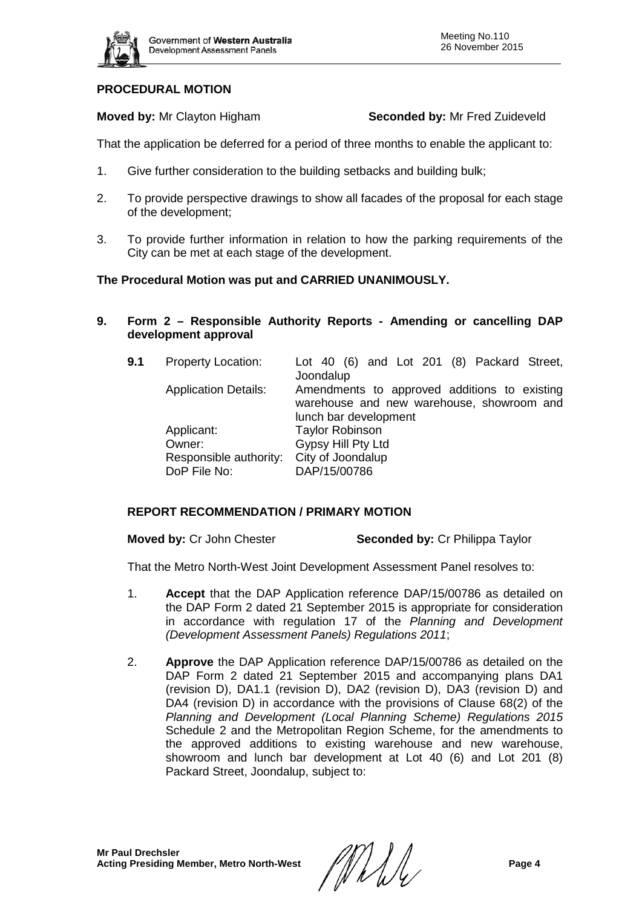**PROCEDURAL MOTION**

**Moved by:** Mr Clayton Higham **Seconded by:** Mr Fred Zuideveld

That the application be deferred for a period of three months to enable the applicant to:

1. Give further consideration to the building setbacks and building bulk;
2. To provide perspective drawings to show all facades of the proposal for each stage of the development;
3. To provide further information in relation to how the parking requirements of the City can be met at each stage of the development.

**The Procedural Motion was put and CARRIED UNANIMOUSLY.**

## 9. Form 2 – Responsible Authority Reports - Amending or cancelling DAP development approval

**9.1**

| | |
|---|---|
| Property Location: | Lot 40 (6) and Lot 201 (8) Packard Street, Joondalup |
| Application Details: | Amendments to approved additions to existing warehouse and new warehouse, showroom and lunch bar development |
| Applicant: | Taylor Robinson |
| Owner: | Gypsy Hill Pty Ltd |
| Responsible authority: | City of Joondalup |
| DoP File No: | DAP/15/00786 |

**REPORT RECOMMENDATION / PRIMARY MOTION**

**Moved by:** Cr John Chester **Seconded by:** Cr Philippa Taylor

That the Metro North-West Joint Development Assessment Panel resolves to:

1. **Accept** that the DAP Application reference DAP/15/00786 as detailed on the DAP Form 2 dated 21 September 2015 is appropriate for consideration in accordance with regulation 17 of the *Planning and Development (Development Assessment Panels) Regulations 2011*;
2. **Approve** the DAP Application reference DAP/15/00786 as detailed on the DAP Form 2 dated 21 September 2015 and accompanying plans DA1 (revision D), DA1.1 (revision D), DA2 (revision D), DA3 (revision D) and DA4 (revision D) in accordance with the provisions of Clause 68(2) of the *Planning and Development (Local Planning Scheme) Regulations 2015* Schedule 2 and the Metropolitan Region Scheme, for the amendments to the approved additions to existing warehouse and new warehouse, showroom and lunch bar development at Lot 40 (6) and Lot 201 (8) Packard Street, Joondalup, subject to: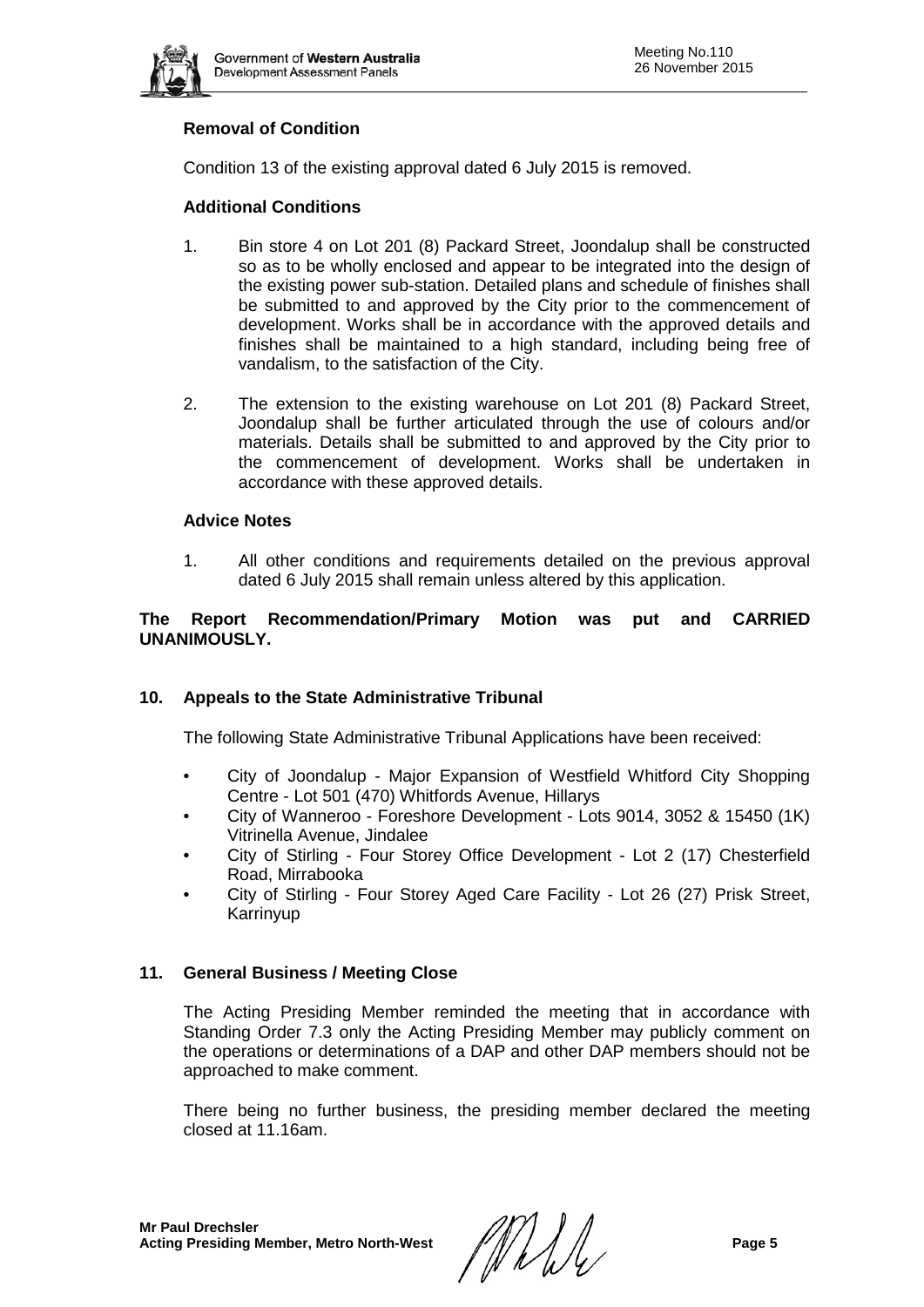### Removal of Condition

Condition 13 of the existing approval dated 6 July 2015 is removed.

### Additional Conditions

1. Bin store 4 on Lot 201 (8) Packard Street, Joondalup shall be constructed so as to be wholly enclosed and appear to be integrated into the design of the existing power sub-station. Detailed plans and schedule of finishes shall be submitted to and approved by the City prior to the commencement of development. Works shall be in accordance with the approved details and finishes shall be maintained to a high standard, including being free of vandalism, to the satisfaction of the City.

2. The extension to the existing warehouse on Lot 201 (8) Packard Street, Joondalup shall be further articulated through the use of colours and/or materials. Details shall be submitted to and approved by the City prior to the commencement of development. Works shall be undertaken in accordance with these approved details.

### Advice Notes

1. All other conditions and requirements detailed on the previous approval dated 6 July 2015 shall remain unless altered by this application.

**The Report Recommendation/Primary Motion was put and CARRIED UNANIMOUSLY.**

## 10. Appeals to the State Administrative Tribunal

The following State Administrative Tribunal Applications have been received:

- City of Joondalup - Major Expansion of Westfield Whitford City Shopping Centre - Lot 501 (470) Whitfords Avenue, Hillarys
- City of Wanneroo - Foreshore Development - Lots 9014, 3052 & 15450 (1K) Vitrinella Avenue, Jindalee
- City of Stirling - Four Storey Office Development - Lot 2 (17) Chesterfield Road, Mirrabooka
- City of Stirling - Four Storey Aged Care Facility - Lot 26 (27) Prisk Street, Karrinyup

## 11. General Business / Meeting Close

The Acting Presiding Member reminded the meeting that in accordance with Standing Order 7.3 only the Acting Presiding Member may publicly comment on the operations or determinations of a DAP and other DAP members should not be approached to make comment.

There being no further business, the presiding member declared the meeting closed at 11.16am.

**Mr Paul Drechsler**
**Acting Presiding Member, Metro North-West**